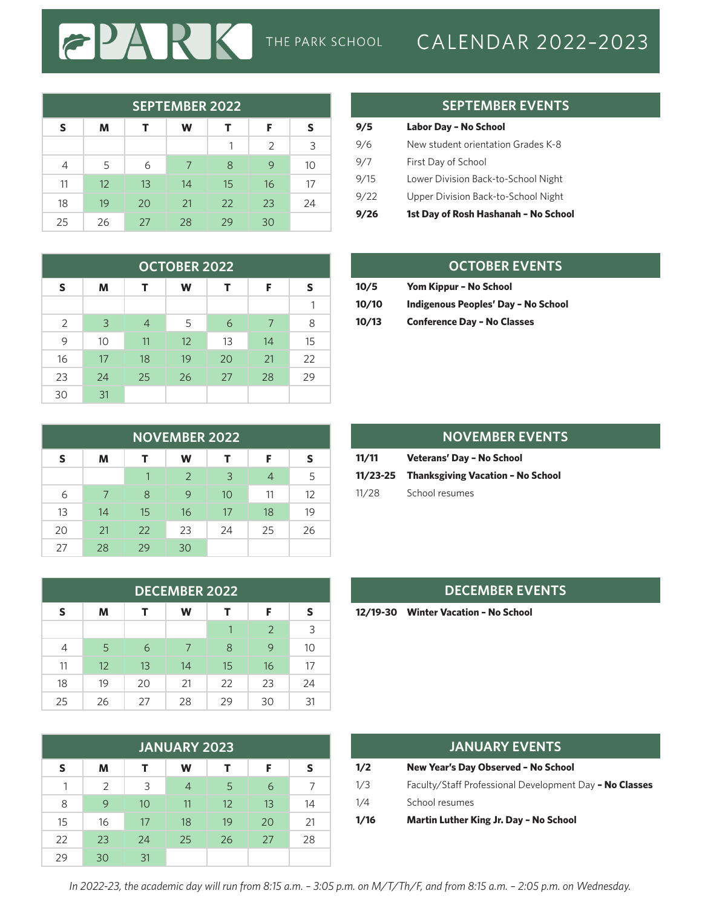# THE PARK SCHOOL CALENDAR 2022-2023

## SEPTEMBER 2022

| S | M | T | W | T | F | S |
|---|---|---|---|---|---|---|
| | | | | 1 | 2 | 3 |
| 4 | 5 | 6 | 7 | 8 | 9 | 10 |
| 11 | 12 | 13 | 14 | 15 | 16 | 17 |
| 18 | 19 | 20 | 21 | 22 | 23 | 24 |
| 25 | 26 | 27 | 28 | 29 | 30 | |

## SEPTEMBER EVENTS

| | |
|---|---|
| **9/5** | **Labor Day – No School** |
| 9/6 | New student orientation Grades K-8 |
| 9/7 | First Day of School |
| 9/15 | Lower Division Back-to-School Night |
| 9/22 | Upper Division Back-to-School Night |
| **9/26** | **1st Day of Rosh Hashanah – No School** |

## OCTOBER 2022

| S | M | T | W | T | F | S |
|---|---|---|---|---|---|---|
| | | | | | | 1 |
| 2 | 3 | 4 | 5 | 6 | 7 | 8 |
| 9 | 10 | 11 | 12 | 13 | 14 | 15 |
| 16 | 17 | 18 | 19 | 20 | 21 | 22 |
| 23 | 24 | 25 | 26 | 27 | 28 | 29 |
| 30 | 31 | | | | | |

## OCTOBER EVENTS

| | |
|---|---|
| **10/5** | **Yom Kippur – No School** |
| **10/10** | **Indigenous Peoples' Day – No School** |
| **10/13** | **Conference Day – No Classes** |

## NOVEMBER 2022

| S | M | T | W | T | F | S |
|---|---|---|---|---|---|---|
| | | 1 | 2 | 3 | 4 | 5 |
| 6 | 7 | 8 | 9 | 10 | 11 | 12 |
| 13 | 14 | 15 | 16 | 17 | 18 | 19 |
| 20 | 21 | 22 | 23 | 24 | 25 | 26 |
| 27 | 28 | 29 | 30 | | | |

## NOVEMBER EVENTS

| | |
|---|---|
| **11/11** | **Veterans' Day – No School** |
| **11/23-25** | **Thanksgiving Vacation – No School** |
| 11/28 | School resumes |

## DECEMBER 2022

| S | M | T | W | T | F | S |
|---|---|---|---|---|---|---|
| | | | | 1 | 2 | 3 |
| 4 | 5 | 6 | 7 | 8 | 9 | 10 |
| 11 | 12 | 13 | 14 | 15 | 16 | 17 |
| 18 | 19 | 20 | 21 | 22 | 23 | 24 |
| 25 | 26 | 27 | 28 | 29 | 30 | 31 |

## DECEMBER EVENTS

| | |
|---|---|
| **12/19-30** | **Winter Vacation – No School** |

## JANUARY 2023

| S | M | T | W | T | F | S |
|---|---|---|---|---|---|---|
| 1 | 2 | 3 | 4 | 5 | 6 | 7 |
| 8 | 9 | 10 | 11 | 12 | 13 | 14 |
| 15 | 16 | 17 | 18 | 19 | 20 | 21 |
| 22 | 23 | 24 | 25 | 26 | 27 | 28 |
| 29 | 30 | 31 | | | | |

## JANUARY EVENTS

| | |
|---|---|
| **1/2** | **New Year's Day Observed – No School** |
| 1/3 | Faculty/Staff Professional Development Day **– No Classes** |
| 1/4 | School resumes |
| **1/16** | **Martin Luther King Jr. Day – No School** |

*In 2022-23, the academic day will run from 8:15 a.m. – 3:05 p.m. on M/T/Th/F, and from 8:15 a.m. – 2:05 p.m. on Wednesday.*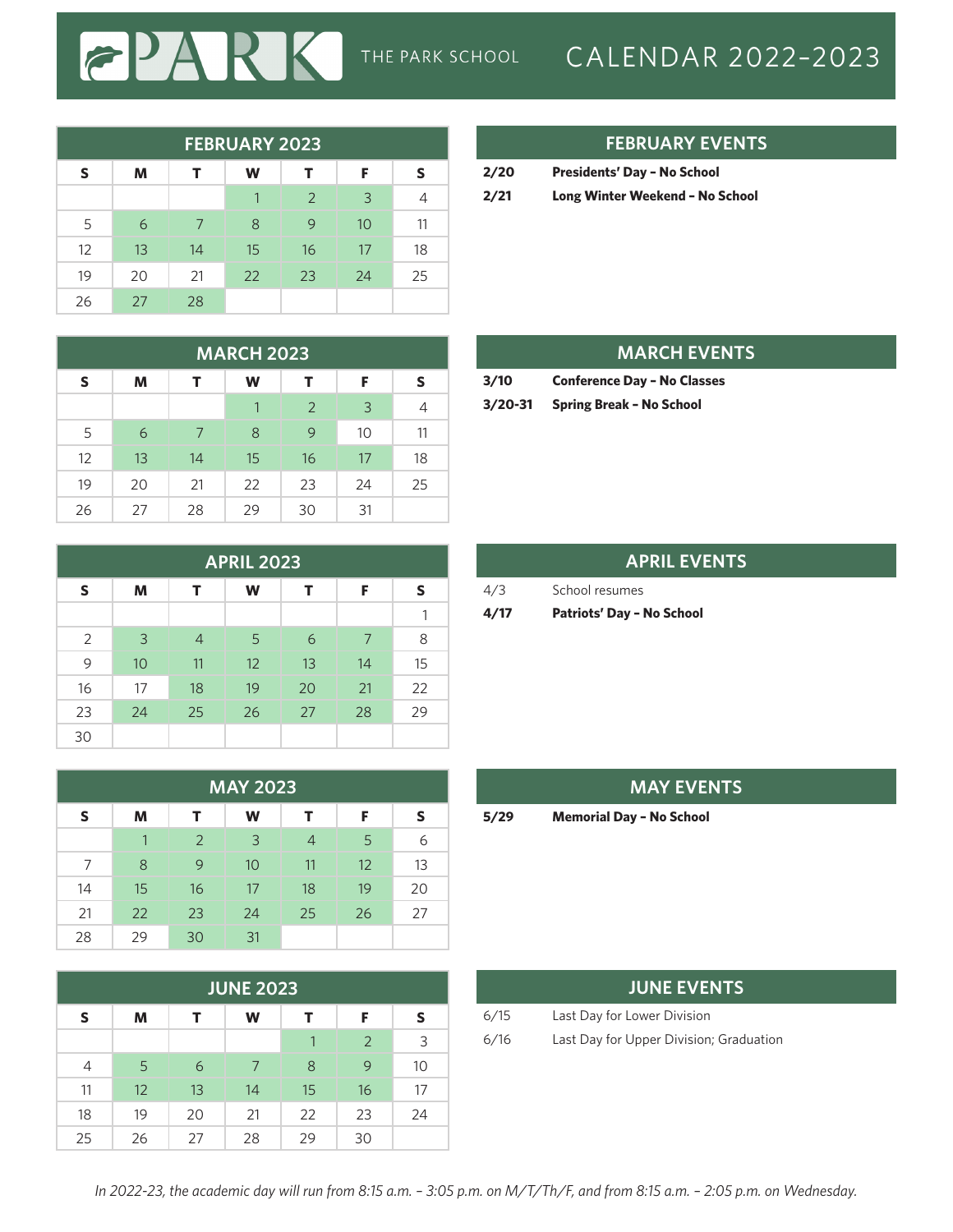# THE PARK SCHOOL — CALENDAR 2022-2023

## FEBRUARY 2023

| S | M | T | W | T | F | S |
|---|---|---|---|---|---|---|
| | | | 1 | 2 | 3 | 4 |
| 5 | 6 | 7 | 8 | 9 | 10 | 11 |
| 12 | 13 | 14 | 15 | 16 | 17 | 18 |
| 19 | 20 | 21 | 22 | 23 | 24 | 25 |
| 26 | 27 | 28 | | | | |

## FEBRUARY EVENTS

**2/20** **Presidents' Day – No School**

**2/21** **Long Winter Weekend – No School**

## MARCH 2023

| S | M | T | W | T | F | S |
|---|---|---|---|---|---|---|
| | | | 1 | 2 | 3 | 4 |
| 5 | 6 | 7 | 8 | 9 | 10 | 11 |
| 12 | 13 | 14 | 15 | 16 | 17 | 18 |
| 19 | 20 | 21 | 22 | 23 | 24 | 25 |
| 26 | 27 | 28 | 29 | 30 | 31 | |

## MARCH EVENTS

**3/10** **Conference Day – No Classes**

**3/20-31** **Spring Break – No School**

## APRIL 2023

| S | M | T | W | T | F | S |
|---|---|---|---|---|---|---|
| | | | | | | 1 |
| 2 | 3 | 4 | 5 | 6 | 7 | 8 |
| 9 | 10 | 11 | 12 | 13 | 14 | 15 |
| 16 | 17 | 18 | 19 | 20 | 21 | 22 |
| 23 | 24 | 25 | 26 | 27 | 28 | 29 |
| 30 | | | | | | |

## APRIL EVENTS

4/3 School resumes

**4/17** **Patriots' Day – No School**

## MAY 2023

| S | M | T | W | T | F | S |
|---|---|---|---|---|---|---|
| | 1 | 2 | 3 | 4 | 5 | 6 |
| 7 | 8 | 9 | 10 | 11 | 12 | 13 |
| 14 | 15 | 16 | 17 | 18 | 19 | 20 |
| 21 | 22 | 23 | 24 | 25 | 26 | 27 |
| 28 | 29 | 30 | 31 | | | |

## MAY EVENTS

**5/29** **Memorial Day – No School**

## JUNE 2023

| S | M | T | W | T | F | S |
|---|---|---|---|---|---|---|
| | | | | 1 | 2 | 3 |
| 4 | 5 | 6 | 7 | 8 | 9 | 10 |
| 11 | 12 | 13 | 14 | 15 | 16 | 17 |
| 18 | 19 | 20 | 21 | 22 | 23 | 24 |
| 25 | 26 | 27 | 28 | 29 | 30 | |

## JUNE EVENTS

6/15 Last Day for Lower Division

6/16 Last Day for Upper Division; Graduation

*In 2022-23, the academic day will run from 8:15 a.m. – 3:05 p.m. on M/T/Th/F, and from 8:15 a.m. – 2:05 p.m. on Wednesday.*